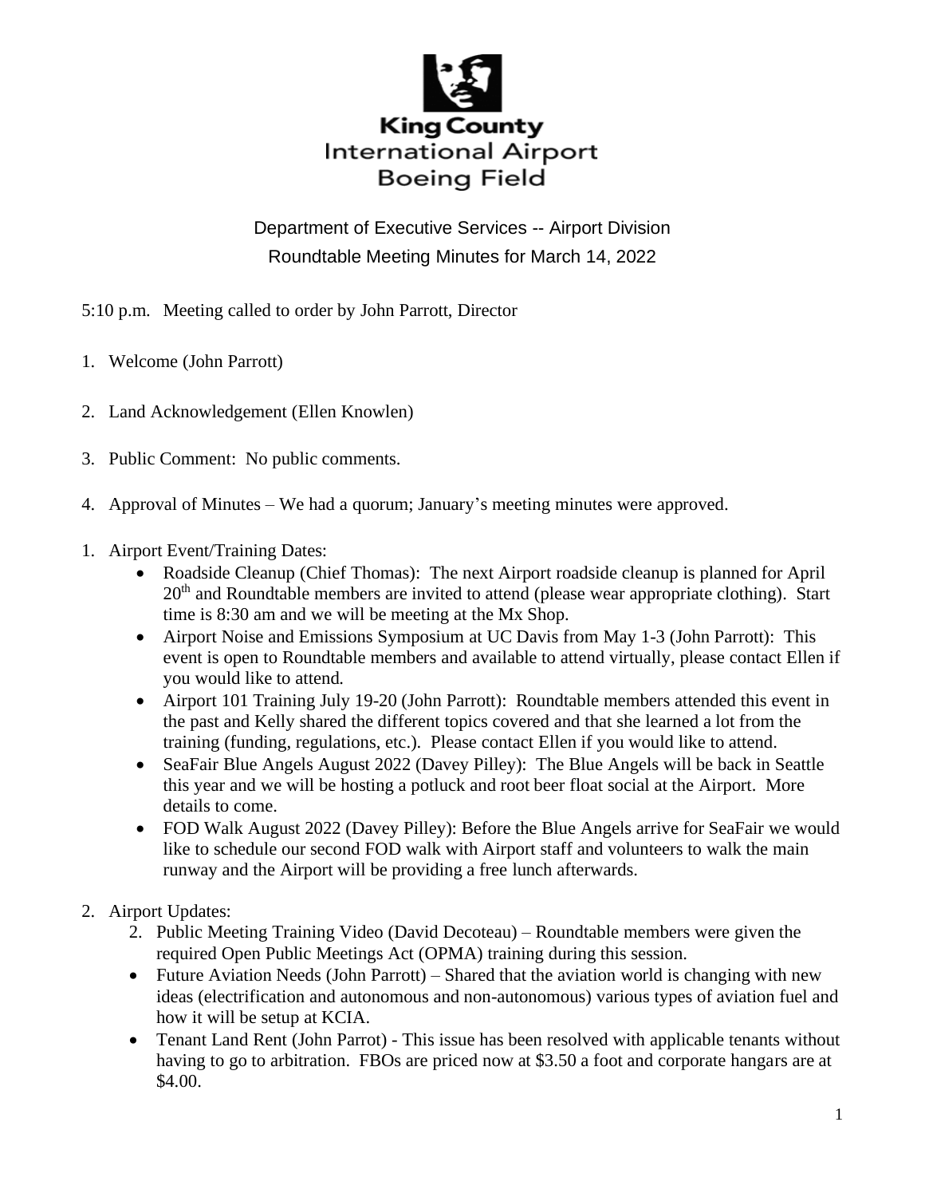King County
International Airport
Boeing Field

Department of Executive Services -- Airport Division
Roundtable Meeting Minutes for March 14, 2022

5:10 p.m. Meeting called to order by John Parrott, Director

1. Welcome (John Parrott)

2. Land Acknowledgement (Ellen Knowlen)

3. Public Comment: No public comments.

4. Approval of Minutes – We had a quorum; January's meeting minutes were approved.

1. Airport Event/Training Dates:
   - Roadside Cleanup (Chief Thomas): The next Airport roadside cleanup is planned for April 20th and Roundtable members are invited to attend (please wear appropriate clothing). Start time is 8:30 am and we will be meeting at the Mx Shop.
   - Airport Noise and Emissions Symposium at UC Davis from May 1-3 (John Parrott): This event is open to Roundtable members and available to attend virtually, please contact Ellen if you would like to attend.
   - Airport 101 Training July 19-20 (John Parrott): Roundtable members attended this event in the past and Kelly shared the different topics covered and that she learned a lot from the training (funding, regulations, etc.). Please contact Ellen if you would like to attend.
   - SeaFair Blue Angels August 2022 (Davey Pilley): The Blue Angels will be back in Seattle this year and we will be hosting a potluck and root beer float social at the Airport. More details to come.
   - FOD Walk August 2022 (Davey Pilley): Before the Blue Angels arrive for SeaFair we would like to schedule our second FOD walk with Airport staff and volunteers to walk the main runway and the Airport will be providing a free lunch afterwards.

2. Airport Updates:
   2. Public Meeting Training Video (David Decoteau) – Roundtable members were given the required Open Public Meetings Act (OPMA) training during this session.
   - Future Aviation Needs (John Parrott) – Shared that the aviation world is changing with new ideas (electrification and autonomous and non-autonomous) various types of aviation fuel and how it will be setup at KCIA.
   - Tenant Land Rent (John Parrot) - This issue has been resolved with applicable tenants without having to go to arbitration. FBOs are priced now at $3.50 a foot and corporate hangars are at $4.00.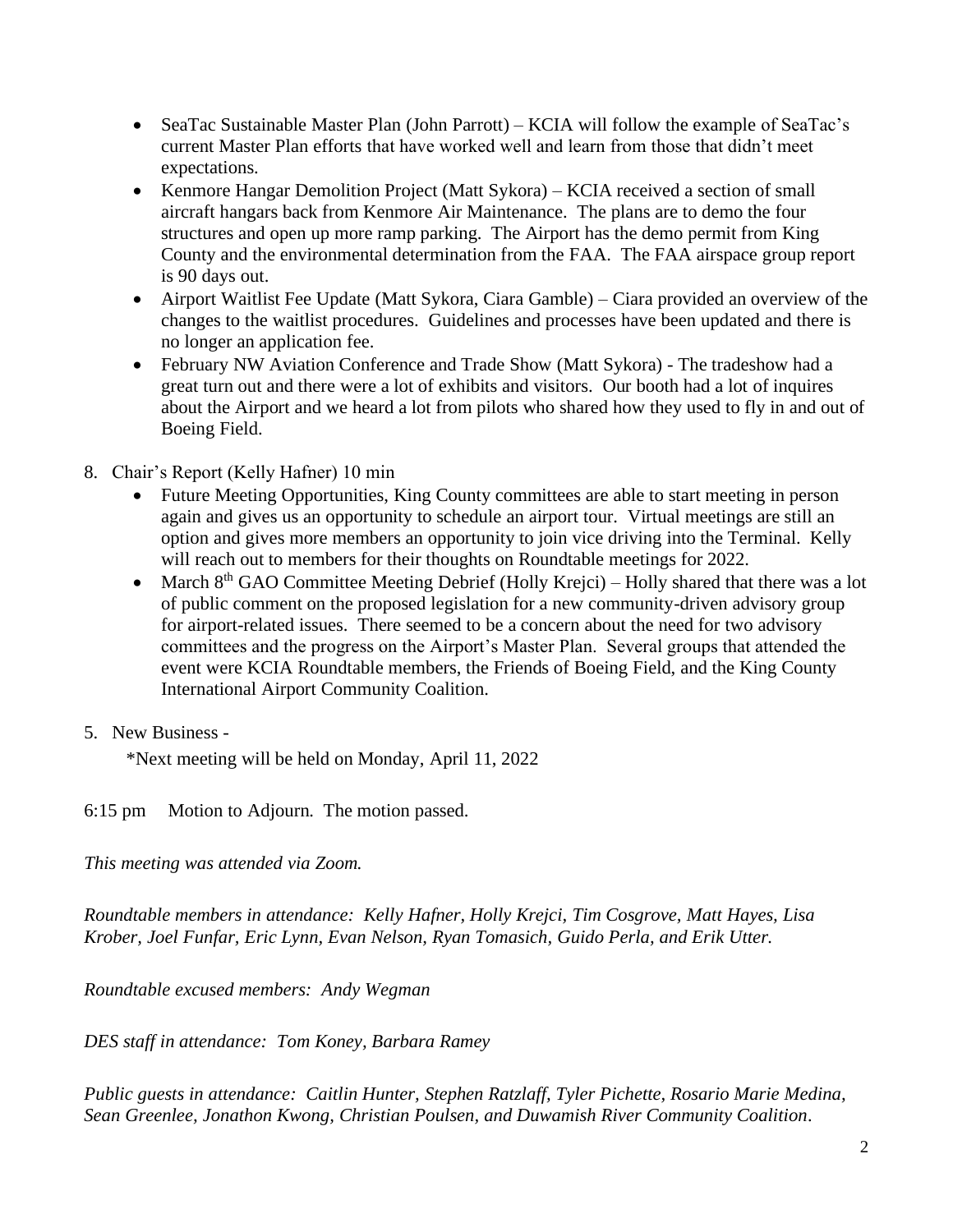- SeaTac Sustainable Master Plan (John Parrott) – KCIA will follow the example of SeaTac's current Master Plan efforts that have worked well and learn from those that didn't meet expectations.
- Kenmore Hangar Demolition Project (Matt Sykora) – KCIA received a section of small aircraft hangars back from Kenmore Air Maintenance. The plans are to demo the four structures and open up more ramp parking. The Airport has the demo permit from King County and the environmental determination from the FAA. The FAA airspace group report is 90 days out.
- Airport Waitlist Fee Update (Matt Sykora, Ciara Gamble) – Ciara provided an overview of the changes to the waitlist procedures. Guidelines and processes have been updated and there is no longer an application fee.
- February NW Aviation Conference and Trade Show (Matt Sykora) - The tradeshow had a great turn out and there were a lot of exhibits and visitors. Our booth had a lot of inquires about the Airport and we heard a lot from pilots who shared how they used to fly in and out of Boeing Field.

8. Chair's Report (Kelly Hafner) 10 min
   - Future Meeting Opportunities, King County committees are able to start meeting in person again and gives us an opportunity to schedule an airport tour. Virtual meetings are still an option and gives more members an opportunity to join vice driving into the Terminal. Kelly will reach out to members for their thoughts on Roundtable meetings for 2022.
   - March 8th GAO Committee Meeting Debrief (Holly Krejci) – Holly shared that there was a lot of public comment on the proposed legislation for a new community-driven advisory group for airport-related issues. There seemed to be a concern about the need for two advisory committees and the progress on the Airport's Master Plan. Several groups that attended the event were KCIA Roundtable members, the Friends of Boeing Field, and the King County International Airport Community Coalition.

5. New Business -

   *Next meeting will be held on Monday, April 11, 2022

6:15 pm Motion to Adjourn. The motion passed.

*This meeting was attended via Zoom.*

*Roundtable members in attendance: Kelly Hafner, Holly Krejci, Tim Cosgrove, Matt Hayes, Lisa Krober, Joel Funfar, Eric Lynn, Evan Nelson, Ryan Tomasich, Guido Perla, and Erik Utter.*

*Roundtable excused members: Andy Wegman*

*DES staff in attendance: Tom Koney, Barbara Ramey*

*Public guests in attendance: Caitlin Hunter, Stephen Ratzlaff, Tyler Pichette, Rosario Marie Medina, Sean Greenlee, Jonathon Kwong, Christian Poulsen, and Duwamish River Community Coalition.*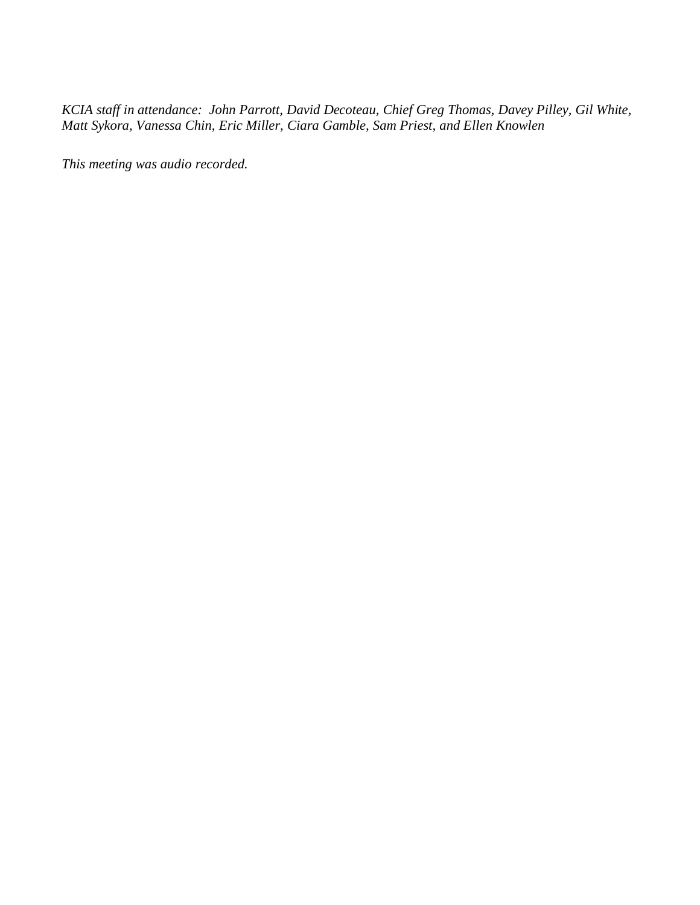*KCIA staff in attendance: John Parrott, David Decoteau, Chief Greg Thomas, Davey Pilley, Gil White, Matt Sykora, Vanessa Chin, Eric Miller, Ciara Gamble, Sam Priest, and Ellen Knowlen*

*This meeting was audio recorded.*